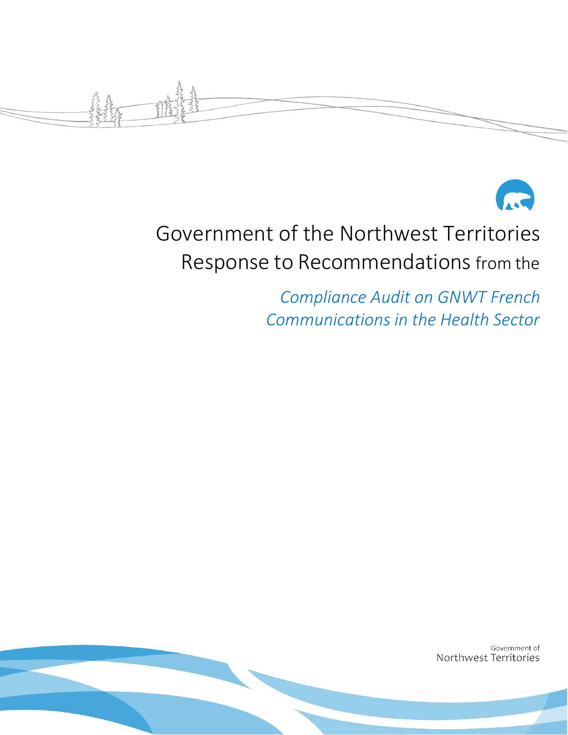# Government of the Northwest Territories Response to Recommendations from the

## *Compliance Audit on GNWT French Communications in the Health Sector*

Government of Northwest Territories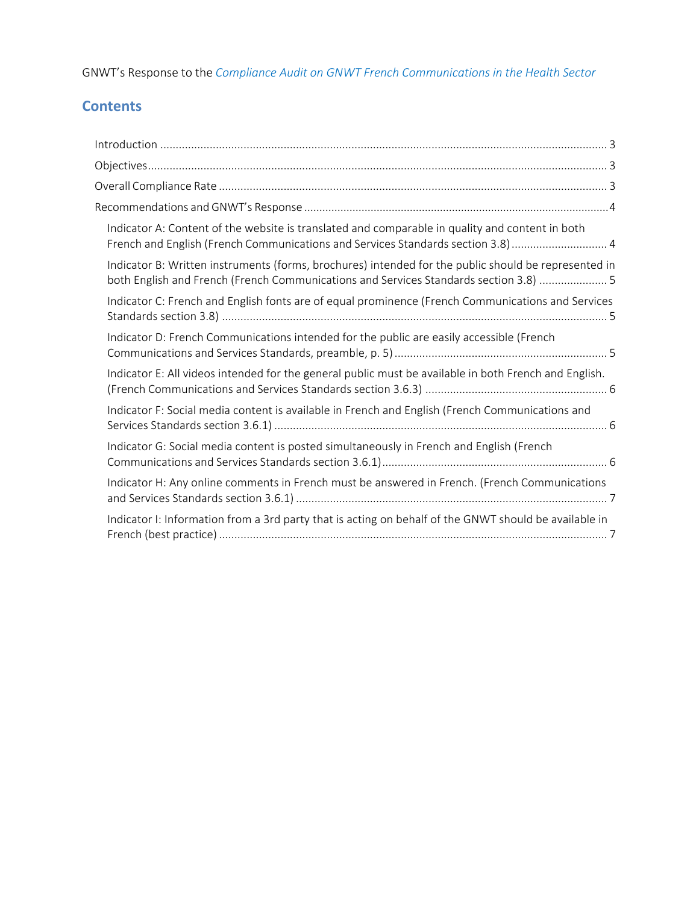GNWT's Response to the *Compliance Audit on GNWT French Communications in the Health Sector*

## Contents

- Introduction ..... 3
- Objectives ..... 3
- Overall Compliance Rate ..... 3
- Recommendations and GNWT's Response ..... 4
  - Indicator A: Content of the website is translated and comparable in quality and content in both French and English (French Communications and Services Standards section 3.8) ..... 4
  - Indicator B: Written instruments (forms, brochures) intended for the public should be represented in both English and French (French Communications and Services Standards section 3.8) ..... 5
  - Indicator C: French and English fonts are of equal prominence (French Communications and Services Standards section 3.8) ..... 5
  - Indicator D: French Communications intended for the public are easily accessible (French Communications and Services Standards, preamble, p. 5) ..... 5
  - Indicator E: All videos intended for the general public must be available in both French and English. (French Communications and Services Standards section 3.6.3) ..... 6
  - Indicator F: Social media content is available in French and English (French Communications and Services Standards section 3.6.1) ..... 6
  - Indicator G: Social media content is posted simultaneously in French and English (French Communications and Services Standards section 3.6.1) ..... 6
  - Indicator H: Any online comments in French must be answered in French. (French Communications and Services Standards section 3.6.1) ..... 7
  - Indicator I: Information from a 3rd party that is acting on behalf of the GNWT should be available in French (best practice) ..... 7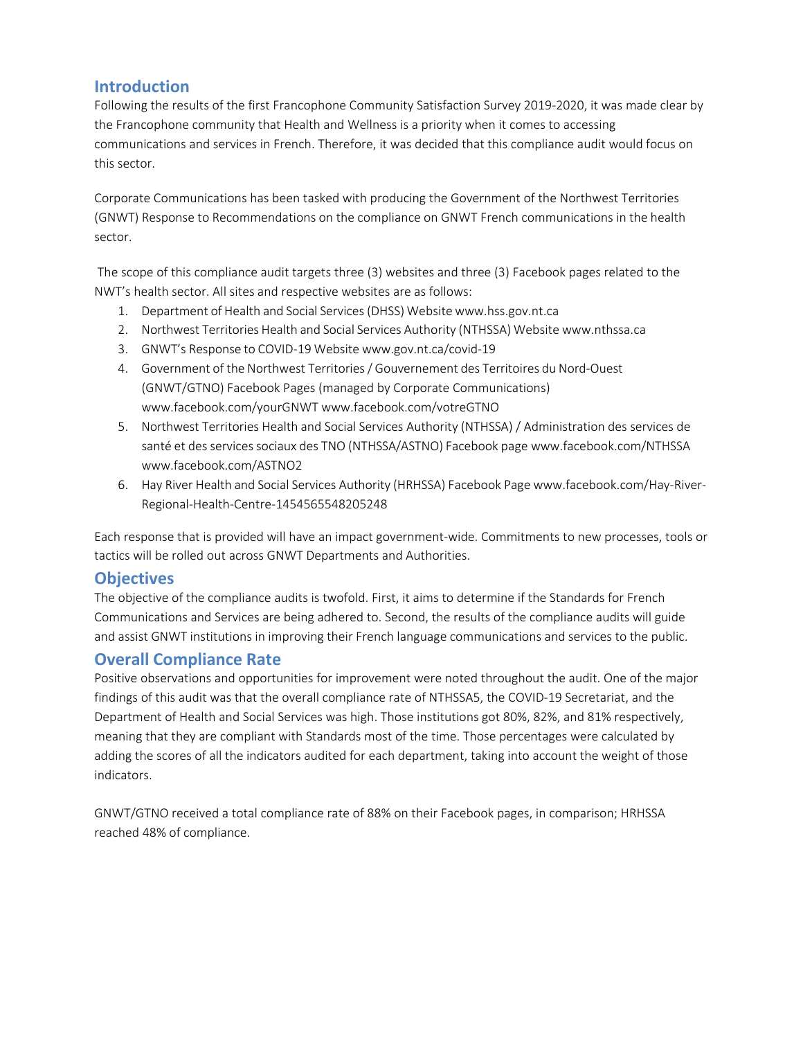## Introduction

Following the results of the first Francophone Community Satisfaction Survey 2019-2020, it was made clear by the Francophone community that Health and Wellness is a priority when it comes to accessing communications and services in French. Therefore, it was decided that this compliance audit would focus on this sector.

Corporate Communications has been tasked with producing the Government of the Northwest Territories (GNWT) Response to Recommendations on the compliance on GNWT French communications in the health sector.

The scope of this compliance audit targets three (3) websites and three (3) Facebook pages related to the NWT's health sector. All sites and respective websites are as follows:

1. Department of Health and Social Services (DHSS) Website www.hss.gov.nt.ca
2. Northwest Territories Health and Social Services Authority (NTHSSA) Website www.nthssa.ca
3. GNWT's Response to COVID-19 Website www.gov.nt.ca/covid-19
4. Government of the Northwest Territories / Gouvernement des Territoires du Nord-Ouest (GNWT/GTNO) Facebook Pages (managed by Corporate Communications) www.facebook.com/yourGNWT www.facebook.com/votreGTNO
5. Northwest Territories Health and Social Services Authority (NTHSSA) / Administration des services de santé et des services sociaux des TNO (NTHSSA/ASTNO) Facebook page www.facebook.com/NTHSSA www.facebook.com/ASTNO2
6. Hay River Health and Social Services Authority (HRHSSA) Facebook Page www.facebook.com/Hay-River-Regional-Health-Centre-1454565548205248

Each response that is provided will have an impact government-wide. Commitments to new processes, tools or tactics will be rolled out across GNWT Departments and Authorities.

## Objectives

The objective of the compliance audits is twofold. First, it aims to determine if the Standards for French Communications and Services are being adhered to. Second, the results of the compliance audits will guide and assist GNWT institutions in improving their French language communications and services to the public.

## Overall Compliance Rate

Positive observations and opportunities for improvement were noted throughout the audit. One of the major findings of this audit was that the overall compliance rate of NTHSSA5, the COVID-19 Secretariat, and the Department of Health and Social Services was high. Those institutions got 80%, 82%, and 81% respectively, meaning that they are compliant with Standards most of the time. Those percentages were calculated by adding the scores of all the indicators audited for each department, taking into account the weight of those indicators.

GNWT/GTNO received a total compliance rate of 88% on their Facebook pages, in comparison; HRHSSA reached 48% of compliance.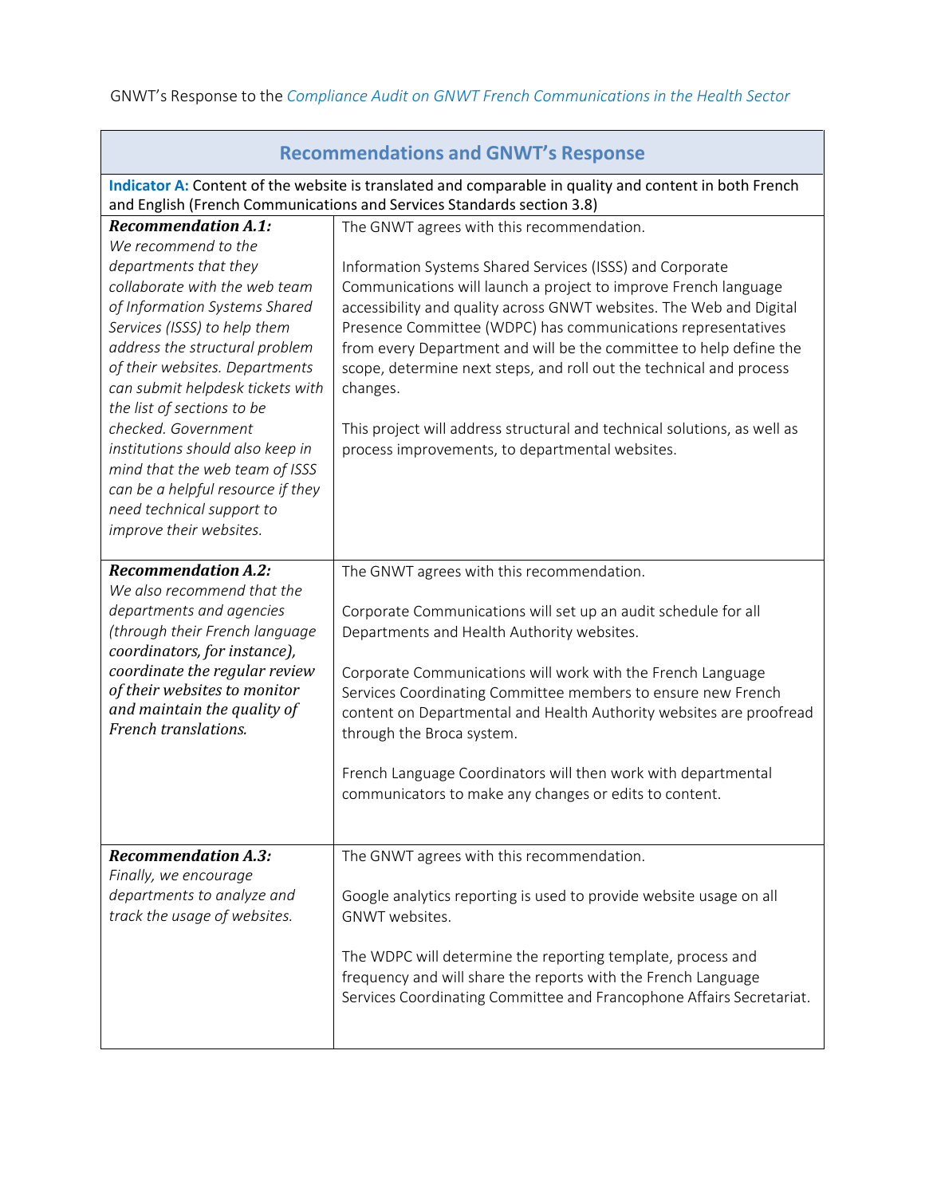GNWT's Response to the *Compliance Audit on GNWT French Communications in the Health Sector*

| **Recommendations and GNWT's Response** | |
|---|---|
| **Indicator A:** Content of the website is translated and comparable in quality and content in both French and English (French Communications and Services Standards section 3.8) | |
| ***Recommendation A.1:*** *We recommend to the departments that they collaborate with the web team of Information Systems Shared Services (ISSS) to help them address the structural problem of their websites. Departments can submit helpdesk tickets with the list of sections to be checked. Government institutions should also keep in mind that the web team of ISSS can be a helpful resource if they need technical support to improve their websites.* | The GNWT agrees with this recommendation.<br><br>Information Systems Shared Services (ISSS) and Corporate Communications will launch a project to improve French language accessibility and quality across GNWT websites. The Web and Digital Presence Committee (WDPC) has communications representatives from every Department and will be the committee to help define the scope, determine next steps, and roll out the technical and process changes.<br><br>This project will address structural and technical solutions, as well as process improvements, to departmental websites. |
| ***Recommendation A.2:*** *We also recommend that the departments and agencies (through their French language coordinators, for instance),* ***coordinate the regular review of their websites to monitor and maintain the quality of French translations.*** | The GNWT agrees with this recommendation.<br><br>Corporate Communications will set up an audit schedule for all Departments and Health Authority websites.<br><br>Corporate Communications will work with the French Language Services Coordinating Committee members to ensure new French content on Departmental and Health Authority websites are proofread through the Broca system.<br><br>French Language Coordinators will then work with departmental communicators to make any changes or edits to content. |
| ***Recommendation A.3:*** *Finally, we encourage departments to analyze and track the usage of websites.* | The GNWT agrees with this recommendation.<br><br>Google analytics reporting is used to provide website usage on all GNWT websites.<br><br>The WDPC will determine the reporting template, process and frequency and will share the reports with the French Language Services Coordinating Committee and Francophone Affairs Secretariat. |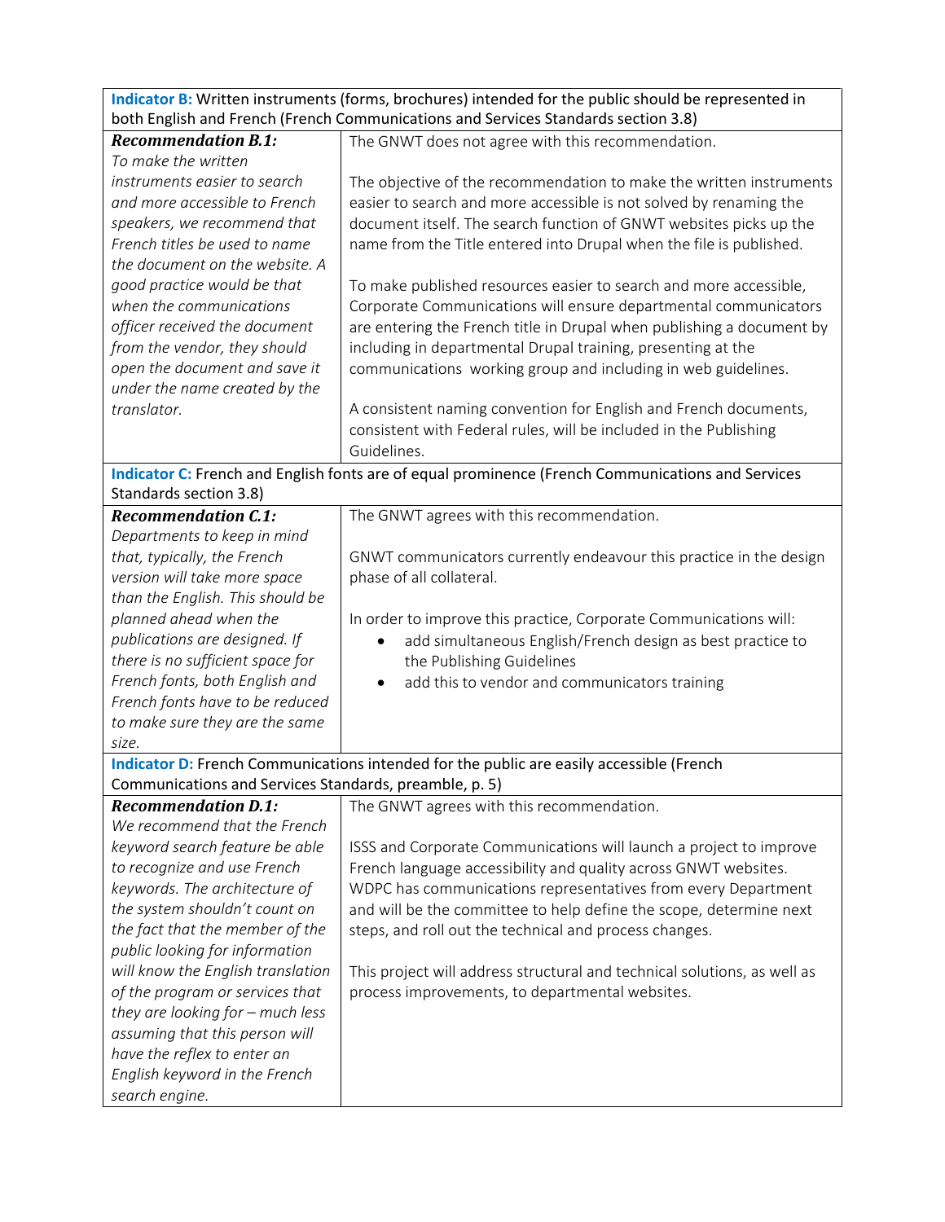| **Indicator B:** Written instruments (forms, brochures) intended for the public should be represented in both English and French (French Communications and Services Standards section 3.8) | |
|---|---|
| ***Recommendation B.1:*** *To make the written instruments easier to search and more accessible to French speakers, we recommend that French titles be used to name the document on the website. A good practice would be that when the communications officer received the document from the vendor, they should open the document and save it under the name created by the translator.* | The GNWT does not agree with this recommendation.<br><br>The objective of the recommendation to make the written instruments easier to search and more accessible is not solved by renaming the document itself. The search function of GNWT websites picks up the name from the Title entered into Drupal when the file is published.<br><br>To make published resources easier to search and more accessible, Corporate Communications will ensure departmental communicators are entering the French title in Drupal when publishing a document by including in departmental Drupal training, presenting at the communications working group and including in web guidelines.<br><br>A consistent naming convention for English and French documents, consistent with Federal rules, will be included in the Publishing Guidelines. |
| **Indicator C:** French and English fonts are of equal prominence (French Communications and Services Standards section 3.8) | |
| ***Recommendation C.1:*** *Departments to keep in mind that, typically, the French version will take more space than the English. This should be planned ahead when the publications are designed. If there is no sufficient space for French fonts, both English and French fonts have to be reduced to make sure they are the same size.* | The GNWT agrees with this recommendation.<br><br>GNWT communicators currently endeavour this practice in the design phase of all collateral.<br><br>In order to improve this practice, Corporate Communications will:<br>• add simultaneous English/French design as best practice to the Publishing Guidelines<br>• add this to vendor and communicators training |
| **Indicator D:** French Communications intended for the public are easily accessible (French Communications and Services Standards, preamble, p. 5) | |
| ***Recommendation D.1:*** *We recommend that the French keyword search feature be able to recognize and use French keywords. The architecture of the system shouldn't count on the fact that the member of the public looking for information will know the English translation of the program or services that they are looking for – much less assuming that this person will have the reflex to enter an English keyword in the French search engine.* | The GNWT agrees with this recommendation.<br><br>ISSS and Corporate Communications will launch a project to improve French language accessibility and quality across GNWT websites. WDPC has communications representatives from every Department and will be the committee to help define the scope, determine next steps, and roll out the technical and process changes.<br><br>This project will address structural and technical solutions, as well as process improvements, to departmental websites. |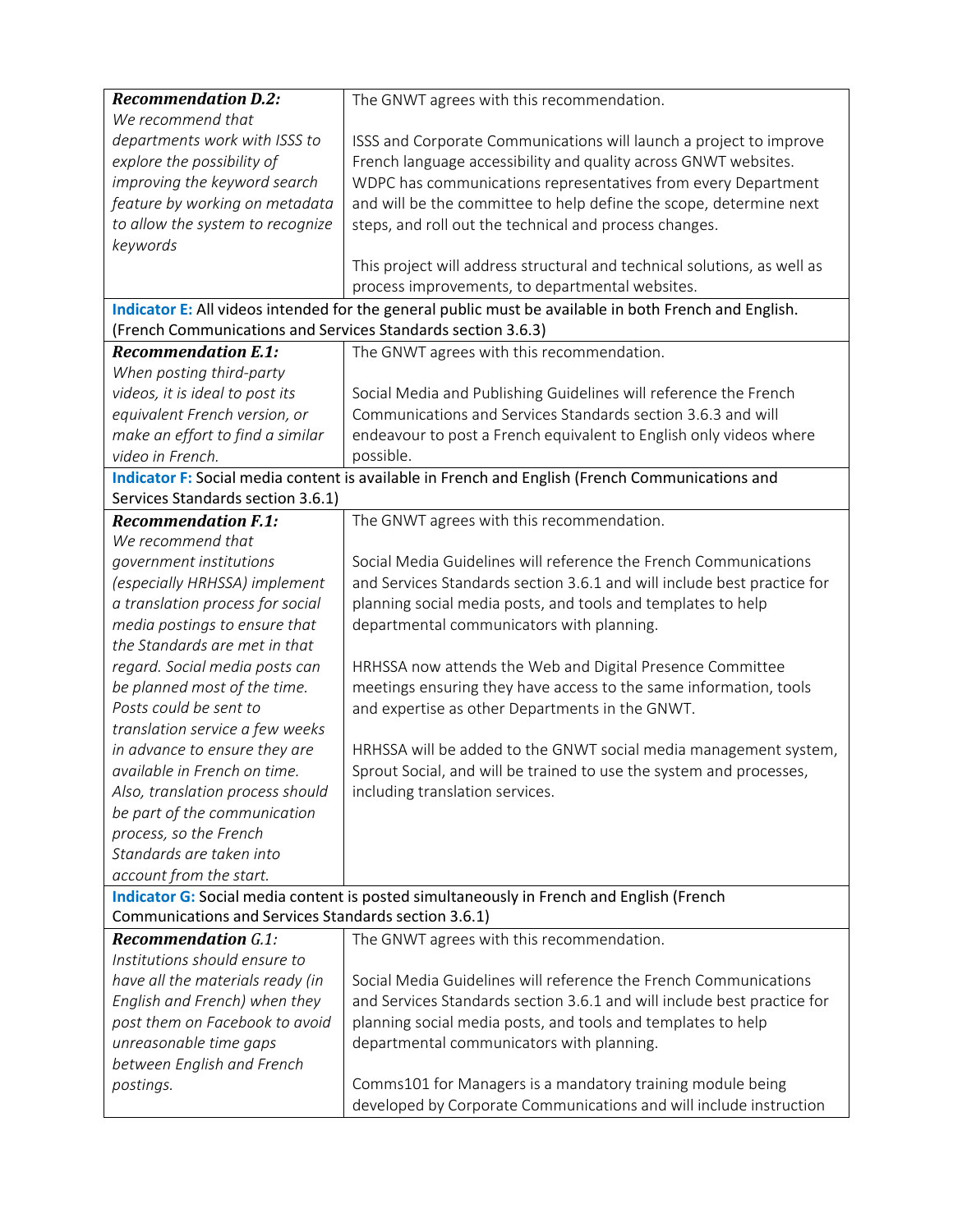| | |
|---|---|
| ***Recommendation D.2:*** *We recommend that departments work with ISSS to explore the possibility of improving the keyword search feature by working on metadata to allow the system to recognize keywords* | The GNWT agrees with this recommendation.<br><br>ISSS and Corporate Communications will launch a project to improve French language accessibility and quality across GNWT websites. WDPC has communications representatives from every Department and will be the committee to help define the scope, determine next steps, and roll out the technical and process changes.<br><br>This project will address structural and technical solutions, as well as process improvements, to departmental websites. |
| **Indicator E:** All videos intended for the general public must be available in both French and English. (French Communications and Services Standards section 3.6.3) | |
| ***Recommendation E.1:*** *When posting third-party videos, it is ideal to post its equivalent French version, or make an effort to find a similar video in French.* | The GNWT agrees with this recommendation.<br><br>Social Media and Publishing Guidelines will reference the French Communications and Services Standards section 3.6.3 and will endeavour to post a French equivalent to English only videos where possible. |
| **Indicator F:** Social media content is available in French and English (French Communications and Services Standards section 3.6.1) | |
| ***Recommendation F.1:*** *We recommend that government institutions (especially HRHSSA) implement a translation process for social media postings to ensure that the Standards are met in that regard. Social media posts can be planned most of the time. Posts could be sent to translation service a few weeks in advance to ensure they are available in French on time. Also, translation process should be part of the communication process, so the French Standards are taken into account from the start.* | The GNWT agrees with this recommendation.<br><br>Social Media Guidelines will reference the French Communications and Services Standards section 3.6.1 and will include best practice for planning social media posts, and tools and templates to help departmental communicators with planning.<br><br>HRHSSA now attends the Web and Digital Presence Committee meetings ensuring they have access to the same information, tools and expertise as other Departments in the GNWT.<br><br>HRHSSA will be added to the GNWT social media management system, Sprout Social, and will be trained to use the system and processes, including translation services. |
| **Indicator G:** Social media content is posted simultaneously in French and English (French Communications and Services Standards section 3.6.1) | |
| ***Recommendation G.1:*** *Institutions should ensure to have all the materials ready (in English and French) when they post them on Facebook to avoid unreasonable time gaps between English and French postings.* | The GNWT agrees with this recommendation.<br><br>Social Media Guidelines will reference the French Communications and Services Standards section 3.6.1 and will include best practice for planning social media posts, and tools and templates to help departmental communicators with planning.<br><br>Comms101 for Managers is a mandatory training module being developed by Corporate Communications and will include instruction |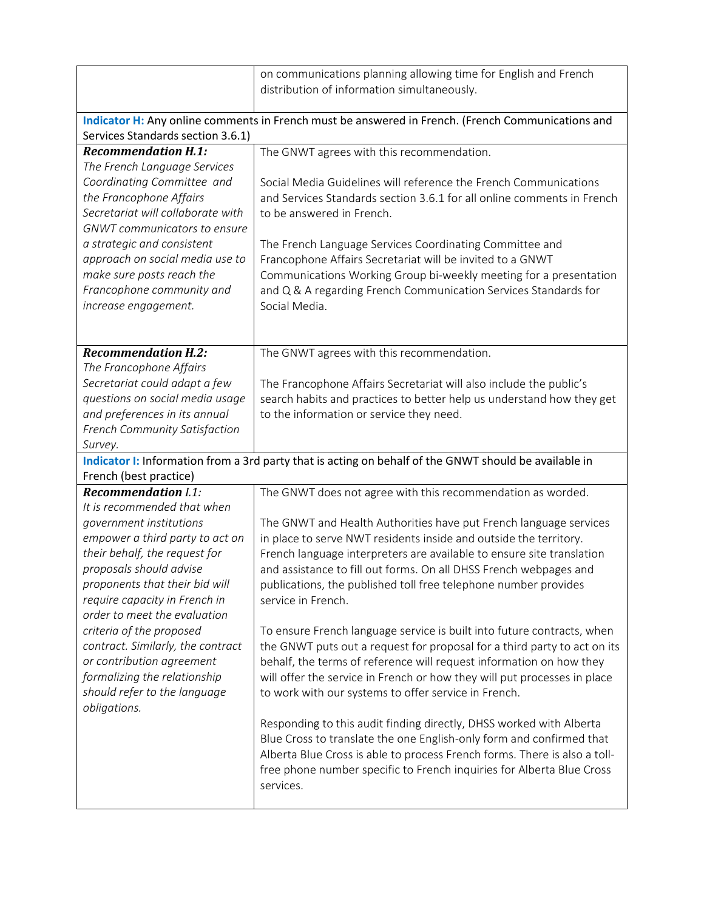| | |
|---|---|
| | on communications planning allowing time for English and French distribution of information simultaneously. |
| **Indicator H:** Any online comments in French must be answered in French. (French Communications and Services Standards section 3.6.1) | |
| ***Recommendation H.1:*** *The French Language Services Coordinating Committee and the Francophone Affairs Secretariat will collaborate with GNWT communicators to ensure a strategic and consistent approach on social media use to make sure posts reach the Francophone community and increase engagement.* | The GNWT agrees with this recommendation.<br><br>Social Media Guidelines will reference the French Communications and Services Standards section 3.6.1 for all online comments in French to be answered in French.<br><br>The French Language Services Coordinating Committee and Francophone Affairs Secretariat will be invited to a GNWT Communications Working Group bi-weekly meeting for a presentation and Q & A regarding French Communication Services Standards for Social Media. |
| ***Recommendation H.2:*** *The Francophone Affairs Secretariat could adapt a few questions on social media usage and preferences in its annual French Community Satisfaction Survey.* | The GNWT agrees with this recommendation.<br><br>The Francophone Affairs Secretariat will also include the public's search habits and practices to better help us understand how they get to the information or service they need. |
| **Indicator I:** Information from a 3rd party that is acting on behalf of the GNWT should be available in French (best practice) | |
| ***Recommendation I.1:*** *It is recommended that when government institutions empower a third party to act on their behalf, the request for proposals should advise proponents that their bid will require capacity in French in order to meet the evaluation criteria of the proposed contract. Similarly, the contract or contribution agreement formalizing the relationship should refer to the language obligations.* | The GNWT does not agree with this recommendation as worded.<br><br>The GNWT and Health Authorities have put French language services in place to serve NWT residents inside and outside the territory. French language interpreters are available to ensure site translation and assistance to fill out forms. On all DHSS French webpages and publications, the published toll free telephone number provides service in French.<br><br>To ensure French language service is built into future contracts, when the GNWT puts out a request for proposal for a third party to act on its behalf, the terms of reference will request information on how they will offer the service in French or how they will put processes in place to work with our systems to offer service in French.<br><br>Responding to this audit finding directly, DHSS worked with Alberta Blue Cross to translate the one English-only form and confirmed that Alberta Blue Cross is able to process French forms. There is also a toll-free phone number specific to French inquiries for Alberta Blue Cross services. |